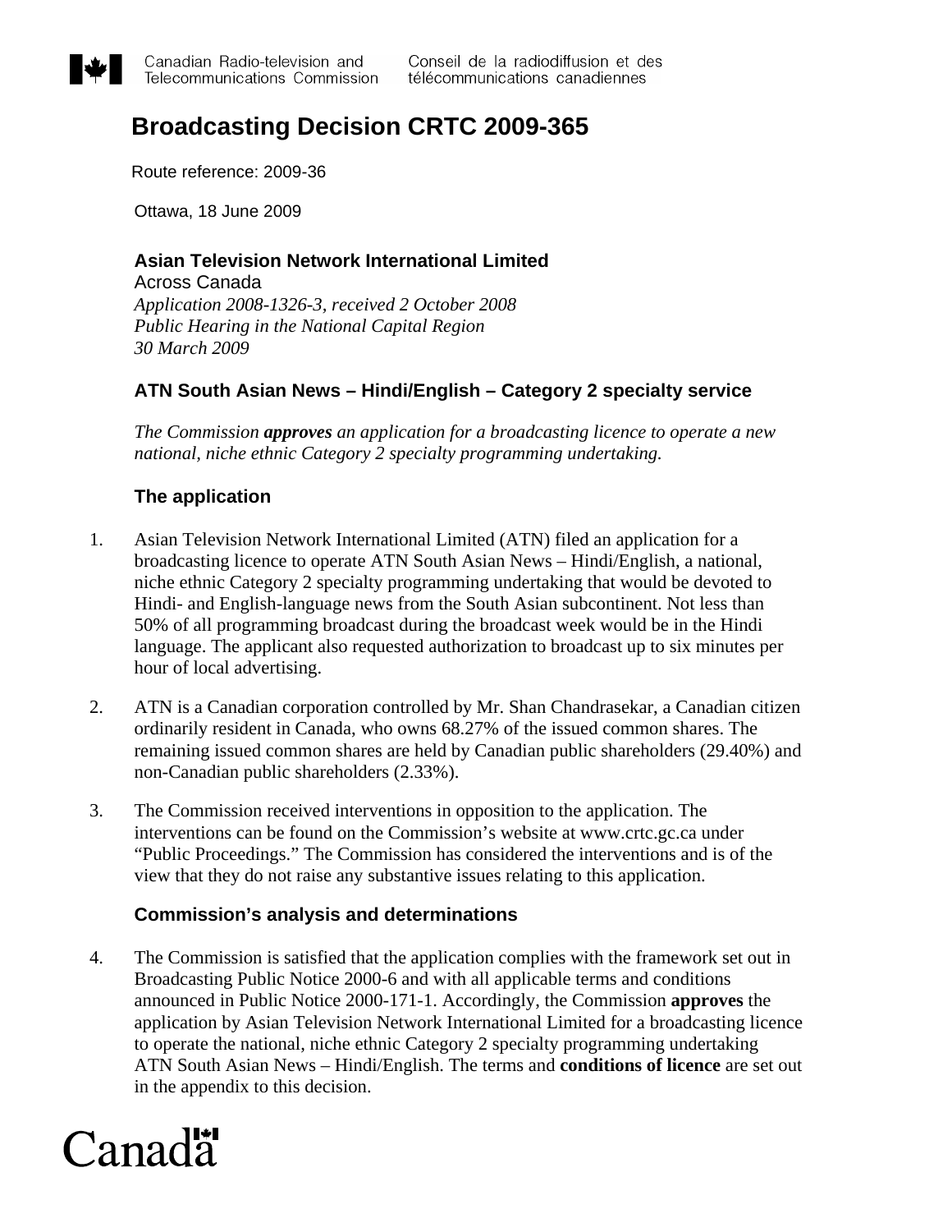Canadian Radio-television and Telecommunications Commission | Conseil de la radiodiffusion et des télécommunications canadiennes

# Broadcasting Decision CRTC 2009-365

Route reference: 2009-36

Ottawa, 18 June 2009

**Asian Television Network International Limited**
Across Canada
*Application 2008-1326-3, received 2 October 2008*
*Public Hearing in the National Capital Region*
*30 March 2009*

## ATN South Asian News – Hindi/English – Category 2 specialty service

*The Commission* ***approves*** *an application for a broadcasting licence to operate a new national, niche ethnic Category 2 specialty programming undertaking.*

### The application

1. Asian Television Network International Limited (ATN) filed an application for a broadcasting licence to operate ATN South Asian News – Hindi/English, a national, niche ethnic Category 2 specialty programming undertaking that would be devoted to Hindi- and English-language news from the South Asian subcontinent. Not less than 50% of all programming broadcast during the broadcast week would be in the Hindi language. The applicant also requested authorization to broadcast up to six minutes per hour of local advertising.

2. ATN is a Canadian corporation controlled by Mr. Shan Chandrasekar, a Canadian citizen ordinarily resident in Canada, who owns 68.27% of the issued common shares. The remaining issued common shares are held by Canadian public shareholders (29.40%) and non-Canadian public shareholders (2.33%).

3. The Commission received interventions in opposition to the application. The interventions can be found on the Commission's website at www.crtc.gc.ca under "Public Proceedings." The Commission has considered the interventions and is of the view that they do not raise any substantive issues relating to this application.

### Commission's analysis and determinations

4. The Commission is satisfied that the application complies with the framework set out in Broadcasting Public Notice 2000-6 and with all applicable terms and conditions announced in Public Notice 2000-171-1. Accordingly, the Commission **approves** the application by Asian Television Network International Limited for a broadcasting licence to operate the national, niche ethnic Category 2 specialty programming undertaking ATN South Asian News – Hindi/English. The terms and **conditions of licence** are set out in the appendix to this decision.

Canada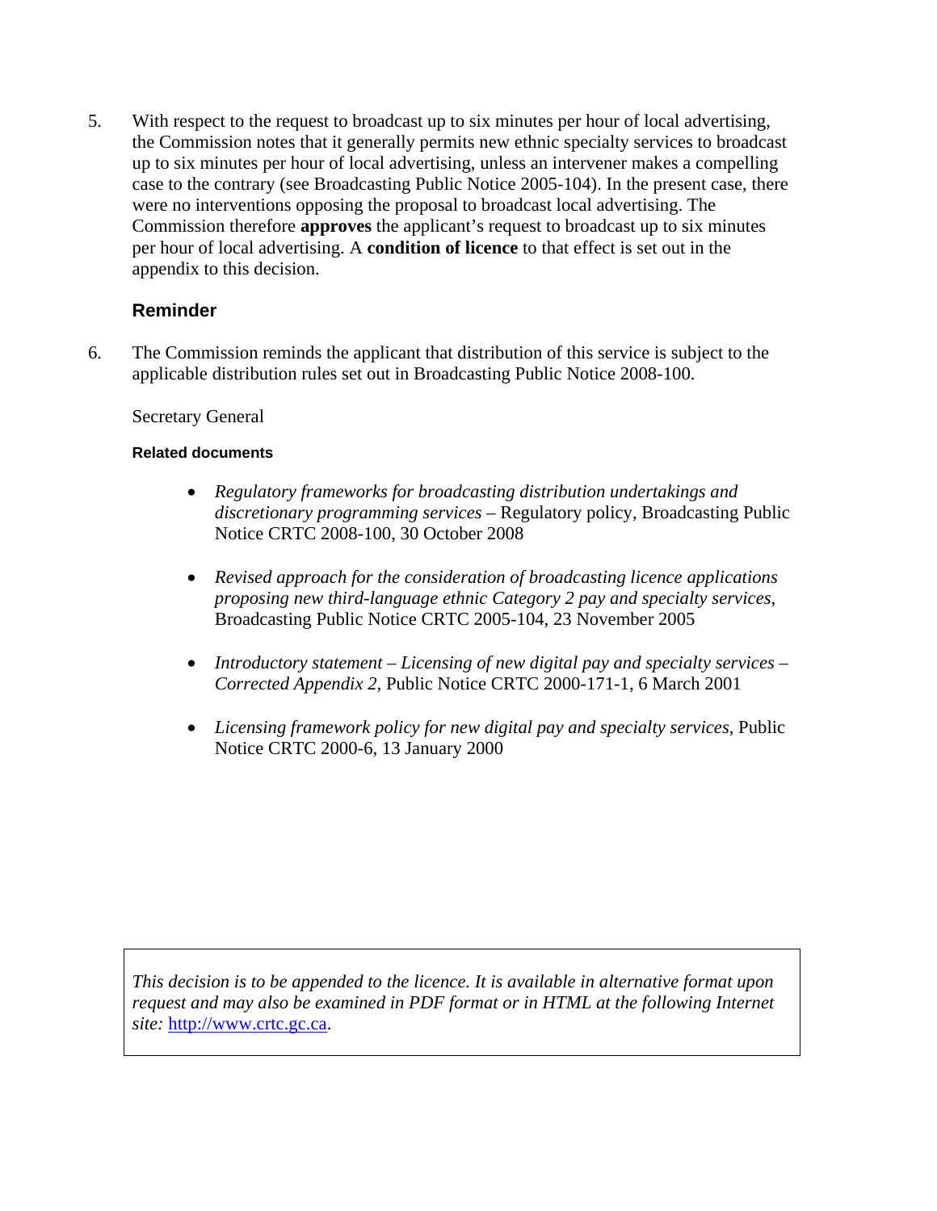5. With respect to the request to broadcast up to six minutes per hour of local advertising, the Commission notes that it generally permits new ethnic specialty services to broadcast up to six minutes per hour of local advertising, unless an intervener makes a compelling case to the contrary (see Broadcasting Public Notice 2005-104). In the present case, there were no interventions opposing the proposal to broadcast local advertising. The Commission therefore **approves** the applicant's request to broadcast up to six minutes per hour of local advertising. A **condition of licence** to that effect is set out in the appendix to this decision.

## Reminder

6. The Commission reminds the applicant that distribution of this service is subject to the applicable distribution rules set out in Broadcasting Public Notice 2008-100.

Secretary General

#### Related documents

- *Regulatory frameworks for broadcasting distribution undertakings and discretionary programming services* – Regulatory policy, Broadcasting Public Notice CRTC 2008-100, 30 October 2008
- *Revised approach for the consideration of broadcasting licence applications proposing new third-language ethnic Category 2 pay and specialty services*, Broadcasting Public Notice CRTC 2005-104, 23 November 2005
- *Introductory statement – Licensing of new digital pay and specialty services – Corrected Appendix 2*, Public Notice CRTC 2000-171-1, 6 March 2001
- *Licensing framework policy for new digital pay and specialty services*, Public Notice CRTC 2000-6, 13 January 2000

*This decision is to be appended to the licence. It is available in alternative format upon request and may also be examined in PDF format or in HTML at the following Internet site:* http://www.crtc.gc.ca.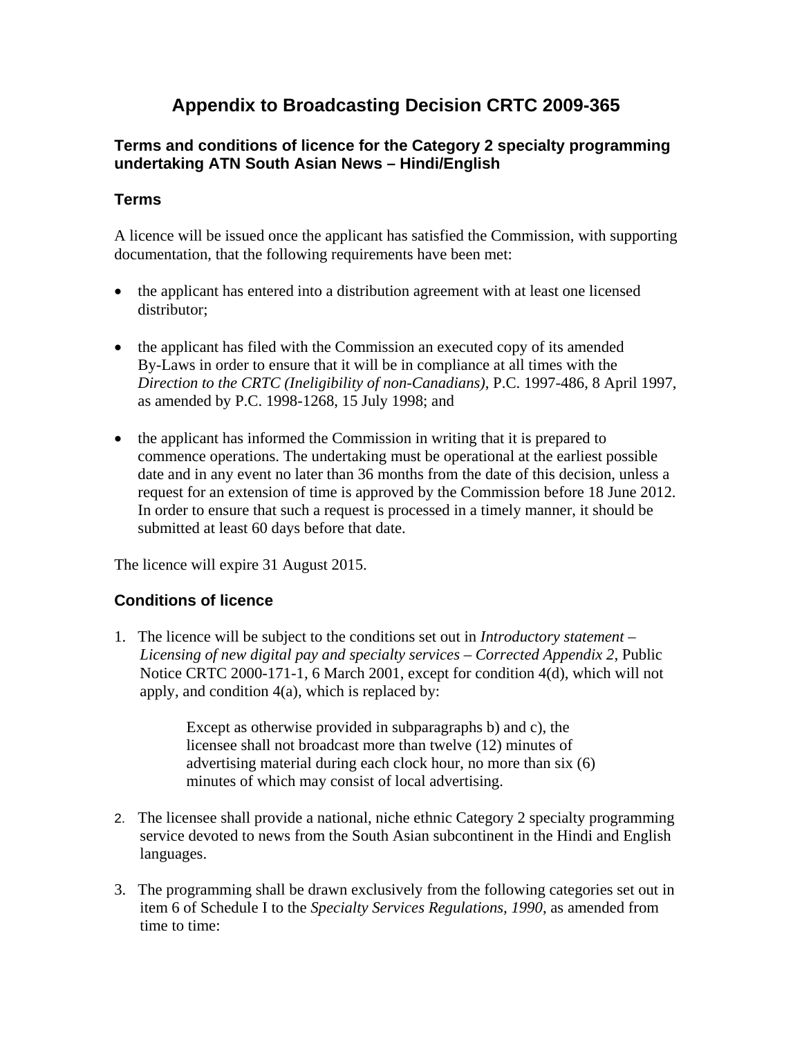# Appendix to Broadcasting Decision CRTC 2009-365

### Terms and conditions of licence for the Category 2 specialty programming undertaking ATN South Asian News – Hindi/English

### Terms

A licence will be issued once the applicant has satisfied the Commission, with supporting documentation, that the following requirements have been met:

- the applicant has entered into a distribution agreement with at least one licensed distributor;
- the applicant has filed with the Commission an executed copy of its amended By-Laws in order to ensure that it will be in compliance at all times with the *Direction to the CRTC (Ineligibility of non-Canadians)*, P.C. 1997-486, 8 April 1997, as amended by P.C. 1998-1268, 15 July 1998; and
- the applicant has informed the Commission in writing that it is prepared to commence operations. The undertaking must be operational at the earliest possible date and in any event no later than 36 months from the date of this decision, unless a request for an extension of time is approved by the Commission before 18 June 2012. In order to ensure that such a request is processed in a timely manner, it should be submitted at least 60 days before that date.

The licence will expire 31 August 2015.

### Conditions of licence

1. The licence will be subject to the conditions set out in *Introductory statement – Licensing of new digital pay and specialty services – Corrected Appendix 2*, Public Notice CRTC 2000-171-1, 6 March 2001, except for condition 4(d), which will not apply, and condition 4(a), which is replaced by:

   > Except as otherwise provided in subparagraphs b) and c), the licensee shall not broadcast more than twelve (12) minutes of advertising material during each clock hour, no more than six (6) minutes of which may consist of local advertising.

2. The licensee shall provide a national, niche ethnic Category 2 specialty programming service devoted to news from the South Asian subcontinent in the Hindi and English languages.

3. The programming shall be drawn exclusively from the following categories set out in item 6 of Schedule I to the *Specialty Services Regulations, 1990*, as amended from time to time: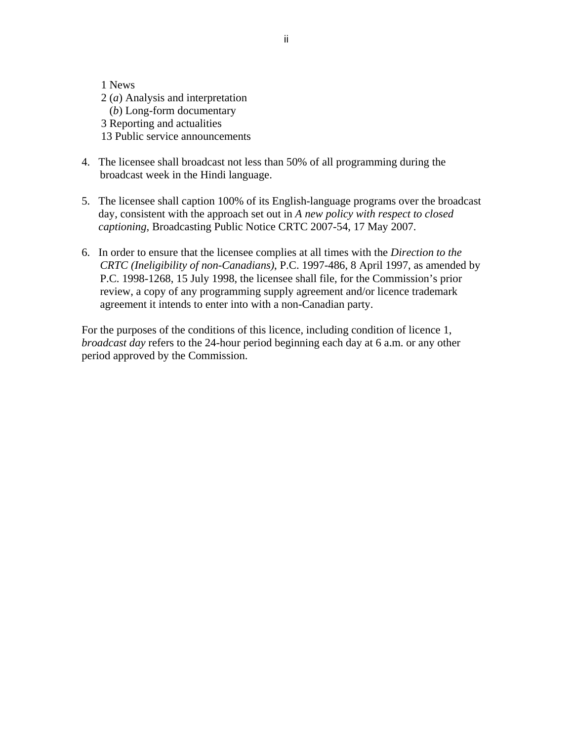1 News  
2 (*a*) Analysis and interpretation  
(*b*) Long-form documentary  
3 Reporting and actualities  
13 Public service announcements

4. The licensee shall broadcast not less than 50% of all programming during the broadcast week in the Hindi language.

5. The licensee shall caption 100% of its English-language programs over the broadcast day, consistent with the approach set out in *A new policy with respect to closed captioning*, Broadcasting Public Notice CRTC 2007-54, 17 May 2007.

6. In order to ensure that the licensee complies at all times with the *Direction to the CRTC (Ineligibility of non-Canadians)*, P.C. 1997-486, 8 April 1997, as amended by P.C. 1998-1268, 15 July 1998, the licensee shall file, for the Commission's prior review, a copy of any programming supply agreement and/or licence trademark agreement it intends to enter into with a non-Canadian party.

For the purposes of the conditions of this licence, including condition of licence 1, *broadcast day* refers to the 24-hour period beginning each day at 6 a.m. or any other period approved by the Commission.